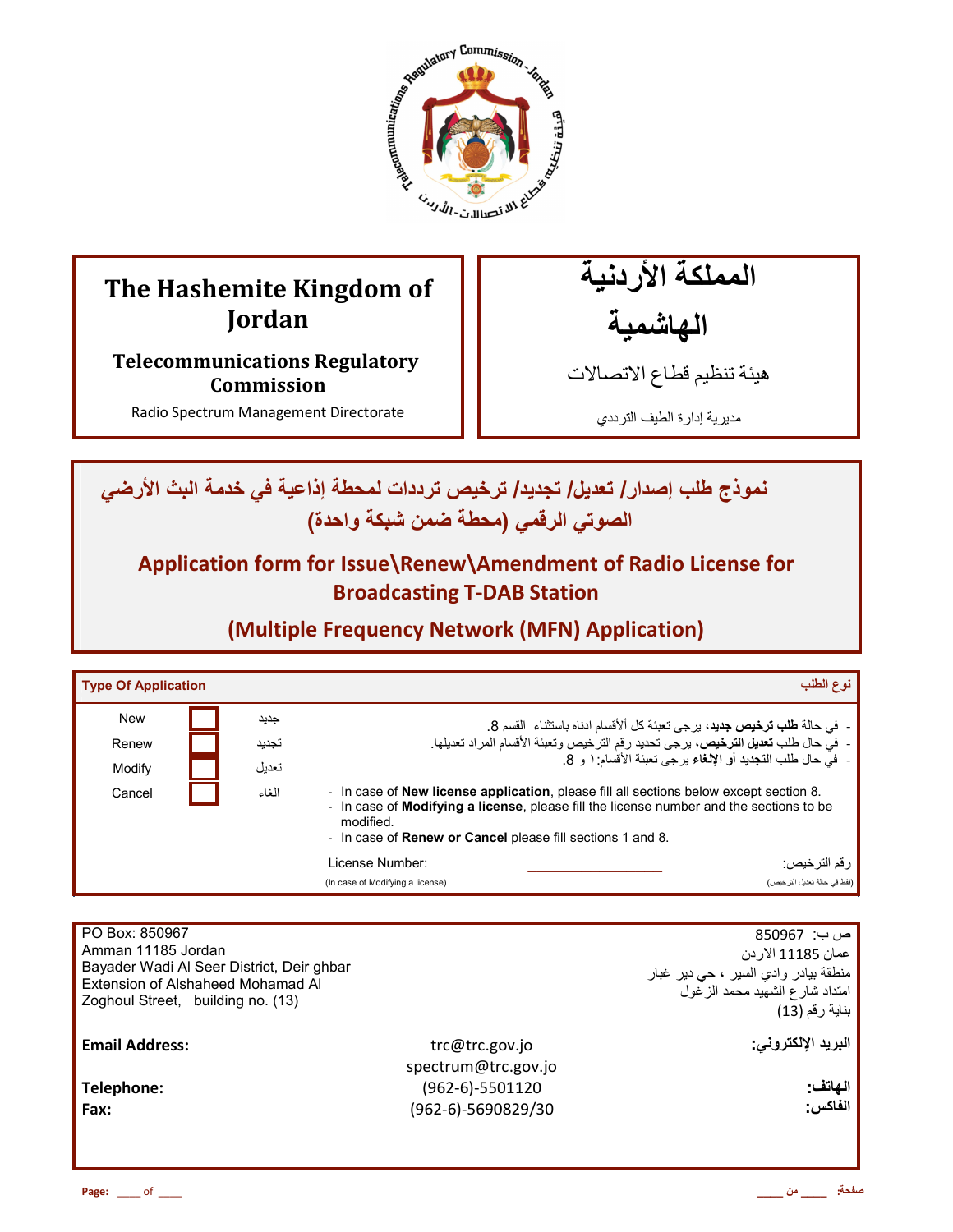| The Hashemite Kingdom of Jordan | المملكة الأردنية الهاشمية |
|---|---|
| **Telecommunications Regulatory Commission** | هيئة تنظيم قطاع الاتصالات |
| Radio Spectrum Management Directorate | مديرية إدارة الطيف الترددي |

# نموذج طلب إصدار/ تعديل/ تجديد/ ترخيص ترددات لمحطة إذاعية في خدمة البث الأرضي الصوتي الرقمي (محطة ضمن شبكة واحدة)

# Application form for Issue\Renew\Amendment of Radio License for Broadcasting T-DAB Station

## (Multiple Frequency Network (MFN) Application)

| Type Of Application | | | نوع الطلب |
|---|---|---|---|
| New | ☐ | جديد | - في حالة **طلب ترخيص جديد**، يرجى تعبئة كل ألأقسام ادناه باستثناء القسم 8. |
| Renew | ☐ | تجديد | - في حال طلب **تعديل الترخيص**، يرجى تحديد رقم الترخيص وتعبئة الأقسام المراد تعديلها. |
| Modify | ☐ | تعديل | - في حال طلب **التجديد أو الإلغاء** يرجى تعبئة الأقسام: ١ و 8. |
| Cancel | ☐ | الغاء | - In case of **New license application**, please fill all sections below except section 8.<br>- In case of **Modifying a license**, please fill the license number and the sections to be modified.<br>- In case of **Renew or Cancel** please fill sections 1 and 8. |
| | | | License Number: ____________ رقم الترخيص:<br>(In case of Modifying a license) (فقط في حالة تعديل الترخيص) |

PO Box: 850967
Amman 11185 Jordan
Bayader Wadi Al Seer District, Deir ghbar
Extension of Alshaheed Mohamad Al Zoghoul Street, building no. (13)

ص ب: 850967
عمان 11185 الاردن
منطقة بيادر وادي السير ، حي دير غبار
امتداد شارع الشهيد محمد الزغول
بناية رقم (13)

| | | |
|---|---|---|
| **Email Address:** | trc@trc.gov.jo<br>spectrum@trc.gov.jo | **البريد الإلكتروني:** |
| **Telephone:** | (962-6)-5501120 | **الهاتف:** |
| **Fax:** | (962-6)-5690829/30 | **الفاكس:** |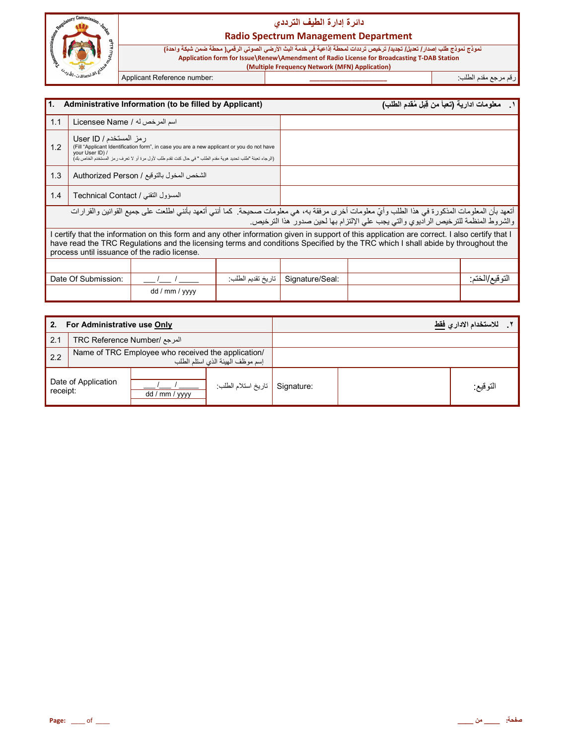# دائرة إدارة الطيف الترددي

## Radio Spectrum Management Department

نموذج نموذج طلب إصدار/ تعديل/ تجديد/ ترخيص ترددات لمحطة إذاعية في خدمة البث الأرضي الصوتي الرقمي( محطة ضمن شبكة واحدة)

**Application form for Issue\Renew\Amendment of Radio License for Broadcasting T-DAB Station (Multiple Frequency Network (MFN) Application)**

| Applicant Reference number: | ____________________ | رقم مرجع مقدم الطلب: |
|---|---|---|

| 1. Administrative Information (to be filled by Applicant) | | ١. معلومات ادارية (تعبأ من قِبل مُقدم الطلب) |
|---|---|---|
| 1.1 | Licensee Name / اسم المرخص له | |
| 1.2 | User ID / رمز المستخدم<br>(Fill "Applicant Identification form", in case you are a new applicant or you do not have your User ID) /<br>(الرجاء تعبئة "طلب تحديد هوية مقدم الطلب " في حال كنت تقدم طلب لأول مرة أو لا تعرف رمز المستخدم الخاص بك) | |
| 1.3 | Authorized Person / الشخص المخول بالتوقيع | |
| 1.4 | Technical Contact / المسؤول التقني | |

أتعهد بأن المعلومات المذكورة في هذا الطلب وأيّ معلومات أخرى مرفقة به، هي معلومات صحيحة. كما أنني أتعهد بأنني اطلعت على جميع القوانين والقرارات والشروط المنظمة للترخيص الراديوي والتي يجب علي الإلتزام بها لحين صدور هذا الترخيص.

I certify that the information on this form and any other information given in support of this application are correct. I also certify that I have read the TRC Regulations and the licensing terms and conditions Specified by the TRC which I shall abide by throughout the process until issuance of the radio license.

| Date Of Submission: | ___/___ / _____<br>dd / mm / yyyy | تاريخ تقديم الطلب: | Signature/Seal: | | التوقيع/الختم: |
|---|---|---|---|---|---|

| 2. For Administrative use **Only** | | ٢. للاستخدام الاداري **فقط** |
|---|---|---|
| 2.1 | TRC Reference Number/ المرجع | |
| 2.2 | Name of TRC Employee who received the application/ إسم موظف الهيئة الذي استلم الطلب | |

| Date of Application receipt: | ___/___ / _____<br>dd / mm / yyyy | تاريخ استلام الطلب: | Signature: | | التوقيع: |
|---|---|---|---|---|---|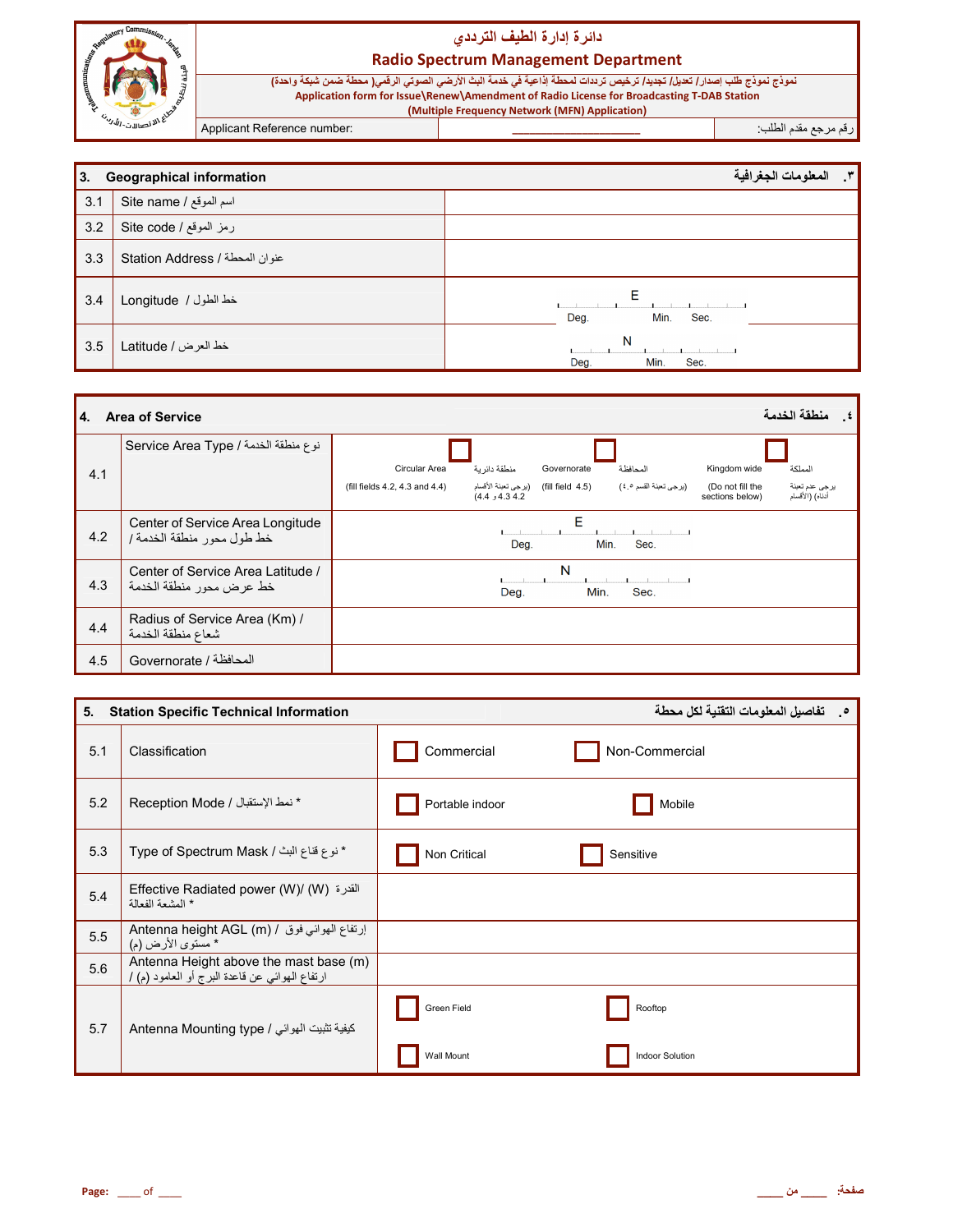# دائرة إدارة الطيف الترددي
# Radio Spectrum Management Department

نموذج نموذج طلب إصدار/ تعديل/ تجديد/ ترخيص ترددات لمحطة إذاعية في خدمة البث الأرضي الصوتي الرقمي( محطة ضمن شبكة واحدة)

**Application form for Issue\Renew\Amendment of Radio License for Broadcasting T-DAB Station**
**(Multiple Frequency Network (MFN) Application)**

| Applicant Reference number: | ____________________ | رقم مرجع مقدم الطلب: |
|---|---|---|

## 3. Geographical information / ٣. المعلومات الجغرافية

| | | |
|---|---|---|
| 3.1 | Site name / اسم الموقع | |
| 3.2 | Site code / رمز الموقع | |
| 3.3 | Station Address / عنوان المحطة | |
| 3.4 | Longitude / خط الطول | E ___ Deg. ___ Min. ___ Sec. |
| 3.5 | Latitude / خط العرض | N ___ Deg. ___ Min. ___ Sec. |

## 4. Area of Service / ٤. منطقة الخدمة

| | | |
|---|---|---|
| 4.1 | Service Area Type / نوع منطقة الخدمة | ☐ Circular Area منطقة دائرية (fill fields 4.2, 4.3 and 4.4) (يرجى تعبئة الأقسام 4.2 و4.3 و4.4) ☐ Governorate المحافظة (fill field 4.5) (يرجى تعبئة القسم ٤.٥) ☐ Kingdom wide المملكة (Do not fill the sections below) يرجى عدم تعبئة (الأقسام) أدناه |
| 4.2 | Center of Service Area Longitude / خط طول محور منطقة الخدمة | E ___ Deg. ___ Min. ___ Sec. |
| 4.3 | Center of Service Area Latitude / خط عرض محور منطقة الخدمة | N ___ Deg. ___ Min. ___ Sec. |
| 4.4 | Radius of Service Area (Km) / شعاع منطقة الخدمة | |
| 4.5 | Governorate / المحافظة | |

## 5. Station Specific Technical Information / ٥. تفاصيل المعلومات التقنية لكل محطة

| | | |
|---|---|---|
| 5.1 | Classification | ☐ Commercial ☐ Non-Commercial |
| 5.2 | Reception Mode / نمط الإستقبال * | ☐ Portable indoor ☐ Mobile |
| 5.3 | Type of Spectrum Mask / نوع قناع البث * | ☐ Non Critical ☐ Sensitive |
| 5.4 | Effective Radiated power (W)/ (W) القدرة المشعة الفعالة * | |
| 5.5 | Antenna height AGL (m) / إرتفاع الهوائي فوق مستوى الأرض (م) * | |
| 5.6 | Antenna Height above the mast base (m) / ارتفاع الهوائي عن قاعدة البرج أو العامود (م) | |
| 5.7 | Antenna Mounting type / كيفية تثبيت الهوائي | ☐ Green Field ☐ Rooftop ☐ Wall Mount ☐ Indoor Solution |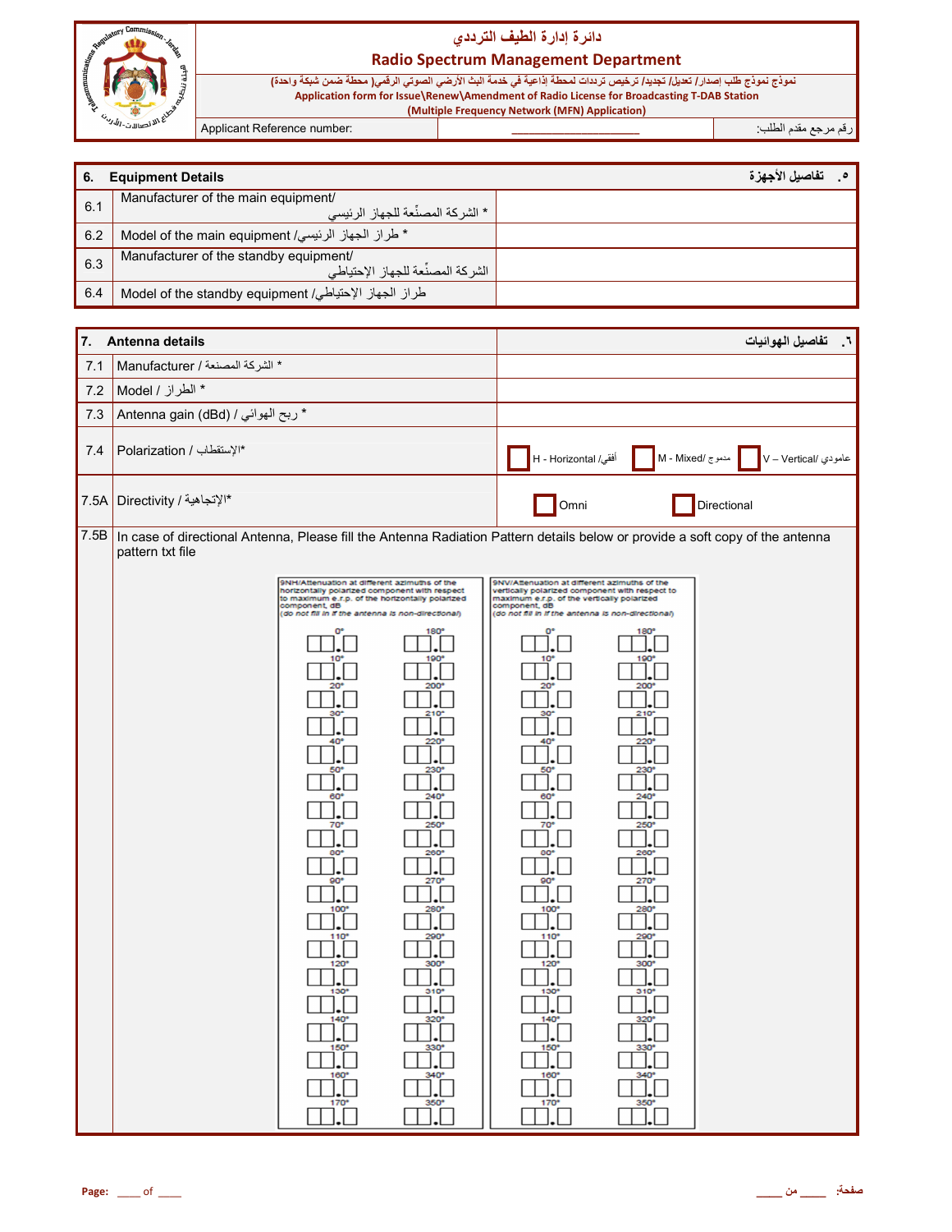# دائرة إدارة الطيف الترددي

## Radio Spectrum Management Department

نموذج نموذج طلب إصدار/ تعديل/ تجديد/ ترخيص ترددات لمحطة إذاعية في خدمة البث الأرضي الصوتي الرقمي( محطة ضمن شبكة واحدة)

**Application form for Issue\Renew\Amendment of Radio License for Broadcasting T-DAB Station**

**(Multiple Frequency Network (MFN) Application)**

| Applicant Reference number: | ___________________ | رقم مرجع مقدم الطلب: |
|---|---|---|

| 6. | **Equipment Details** | ٥. **تفاصيل الأجهزة** |
|---|---|---|
| 6.1 | Manufacturer of the main equipment/ الشركة المصنّعة للجهاز الرئيسي * | |
| 6.2 | Model of the main equipment /طراز الجهاز الرئيسي * | |
| 6.3 | Manufacturer of the standby equipment/ الشركة المصنّعة للجهاز الإحتياطي | |
| 6.4 | Model of the standby equipment /طراز الجهاز الإحتياطي | |

| 7. | **Antenna details** | ٦. **تفاصيل الهوائيات** |
|---|---|---|
| 7.1 | Manufacturer / الشركة المصنعة * | |
| 7.2 | Model / الطراز * | |
| 7.3 | Antenna gain (dBd) / ربح الهوائي * | |
| 7.4 | Polarization / الإستقطاب* | ☐ H - Horizontal /أفقي ☐ M - Mixed/ ممزوج ☐ V – Vertical/ عامودي |
| 7.5A | Directivity / الإتجاهية* | ☐ Omni ☐ Directional |
| 7.5B | In case of directional Antenna, Please fill the Antenna Radiation Pattern details below or provide a soft copy of the antenna pattern txt file | |

9NH/Attenuation at different azimuths of the horizontally polarized component with respect to maximum e.r.p. of the horizontally polarized component, dB
*(do not fill in if the antenna is non-directional)*

| Azimuth | dB | Azimuth | dB |
|---|---|---|---|
| 0° | ☐☐.☐ | 180° | ☐☐.☐ |
| 10° | ☐☐.☐ | 190° | ☐☐.☐ |
| 20° | ☐☐.☐ | 200° | ☐☐.☐ |
| 30° | ☐☐.☐ | 210° | ☐☐.☐ |
| 40° | ☐☐.☐ | 220° | ☐☐.☐ |
| 50° | ☐☐.☐ | 230° | ☐☐.☐ |
| 60° | ☐☐.☐ | 240° | ☐☐.☐ |
| 70° | ☐☐.☐ | 250° | ☐☐.☐ |
| 80° | ☐☐.☐ | 260° | ☐☐.☐ |
| 90° | ☐☐.☐ | 270° | ☐☐.☐ |
| 100° | ☐☐.☐ | 280° | ☐☐.☐ |
| 110° | ☐☐.☐ | 290° | ☐☐.☐ |
| 120° | ☐☐.☐ | 300° | ☐☐.☐ |
| 130° | ☐☐.☐ | 310° | ☐☐.☐ |
| 140° | ☐☐.☐ | 320° | ☐☐.☐ |
| 150° | ☐☐.☐ | 330° | ☐☐.☐ |
| 160° | ☐☐.☐ | 340° | ☐☐.☐ |
| 170° | ☐☐.☐ | 350° | ☐☐.☐ |

9NV/Attenuation at different azimuths of the vertically polarized component with respect to maximum e.r.p. of the vertically polarized component, dB
*(do not fill in if the antenna is non-directional)*

| Azimuth | dB | Azimuth | dB |
|---|---|---|---|
| 0° | ☐☐.☐ | 180° | ☐☐.☐ |
| 10° | ☐☐.☐ | 190° | ☐☐.☐ |
| 20° | ☐☐.☐ | 200° | ☐☐.☐ |
| 30° | ☐☐.☐ | 210° | ☐☐.☐ |
| 40° | ☐☐.☐ | 220° | ☐☐.☐ |
| 50° | ☐☐.☐ | 230° | ☐☐.☐ |
| 60° | ☐☐.☐ | 240° | ☐☐.☐ |
| 70° | ☐☐.☐ | 250° | ☐☐.☐ |
| 80° | ☐☐.☐ | 260° | ☐☐.☐ |
| 90° | ☐☐.☐ | 270° | ☐☐.☐ |
| 100° | ☐☐.☐ | 280° | ☐☐.☐ |
| 110° | ☐☐.☐ | 290° | ☐☐.☐ |
| 120° | ☐☐.☐ | 300° | ☐☐.☐ |
| 130° | ☐☐.☐ | 310° | ☐☐.☐ |
| 140° | ☐☐.☐ | 320° | ☐☐.☐ |
| 150° | ☐☐.☐ | 330° | ☐☐.☐ |
| 160° | ☐☐.☐ | 340° | ☐☐.☐ |
| 170° | ☐☐.☐ | 350° | ☐☐.☐ |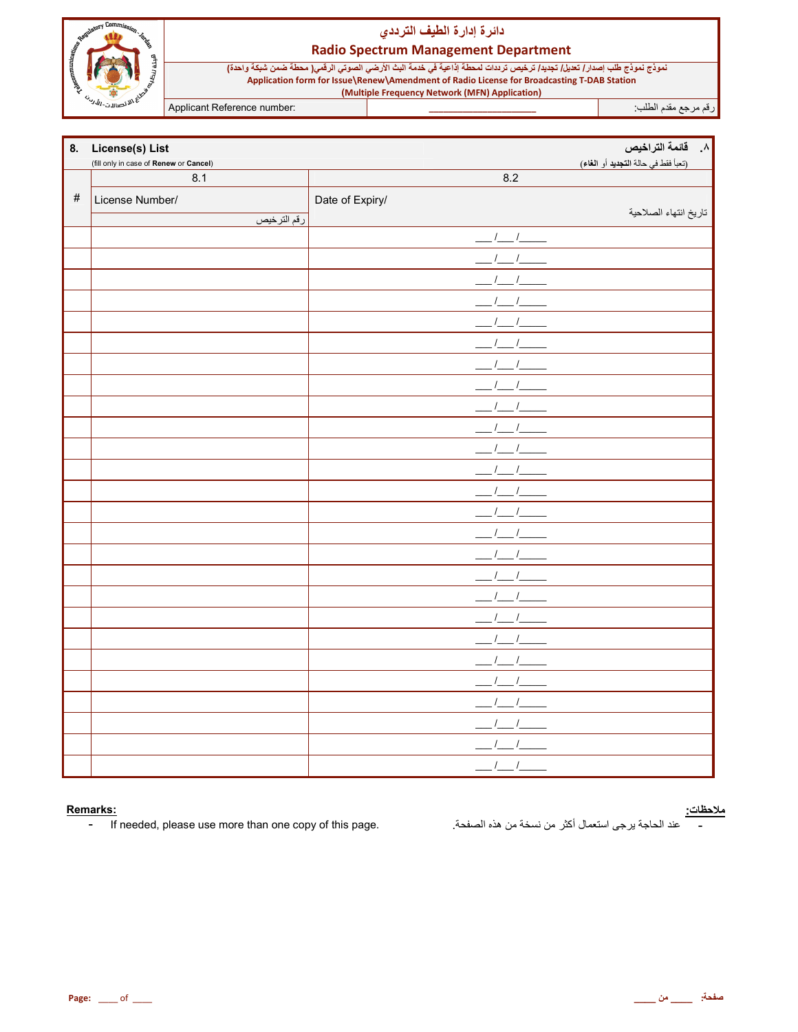# دائرة إدارة الطيف الترددي
# Radio Spectrum Management Department

نموذج نموذج طلب إصدار/ تعديل/ تجديد/ ترخيص ترددات لمحطة إذاعية في خدمة البث الأرضي الصوتي الرقمي( محطة ضمن شبكة واحدة)

**Application form for Issue\Renew\Amendment of Radio License for Broadcasting T-DAB Station**

**(Multiple Frequency Network (MFN) Application)**

| Applicant Reference number: | ___________________ | رقم مرجع مقدم الطلب: |
|---|---|---|

## 8. License(s) List — ٨. قائمة التراخيص

(fill only in case of **Renew** or **Cancel**) — (تعبأ فقط في حالة **التجديد** أو **الغاء**)

| # | 8.1 License Number/ رقم الترخيص | 8.2 Date of Expiry/ تاريخ انتهاء الصلاحية |
|---|---|---|
| | | ___/___/_____ |
| | | ___/___/_____ |
| | | ___/___/_____ |
| | | ___/___/_____ |
| | | ___/___/_____ |
| | | ___/___/_____ |
| | | ___/___/_____ |
| | | ___/___/_____ |
| | | ___/___/_____ |
| | | ___/___/_____ |
| | | ___/___/_____ |
| | | ___/___/_____ |
| | | ___/___/_____ |
| | | ___/___/_____ |
| | | ___/___/_____ |
| | | ___/___/_____ |
| | | ___/___/_____ |
| | | ___/___/_____ |
| | | ___/___/_____ |
| | | ___/___/_____ |
| | | ___/___/_____ |
| | | ___/___/_____ |
| | | ___/___/_____ |
| | | ___/___/_____ |
| | | ___/___/_____ |
| | | ___/___/_____ |

**Remarks:**
- If needed, please use more than one copy of this page.

**ملاحظات:**
- عند الحاجة يرجى استعمال أكثر من نسخة من هذه الصفحة.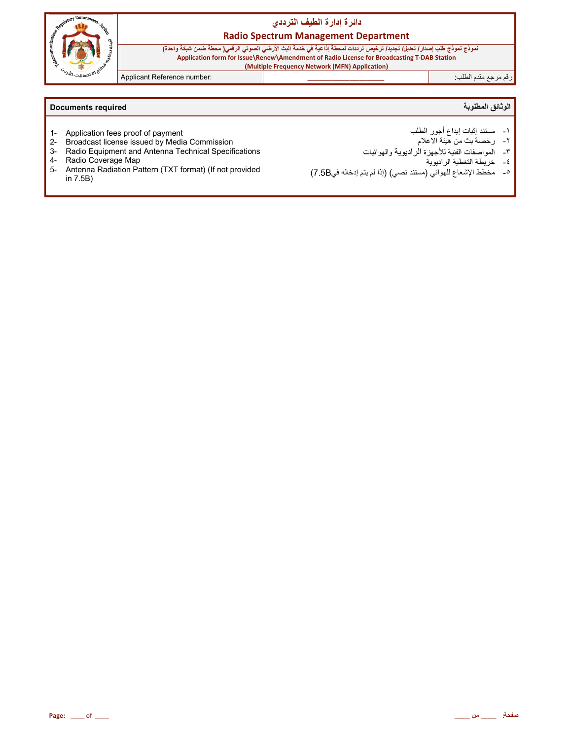# دائرة إدارة الطيف الترددي

## Radio Spectrum Management Department

نموذج نموذج طلب إصدار/ تعديل/ تجديد/ ترخيص ترددات لمحطة إذاعية في خدمة البث الأرضي الصوتي الرقمي( محطة ضمن شبكة واحدة)

Application form for Issue\Renew\Amendment of Radio License for Broadcasting T-DAB Station

(Multiple Frequency Network (MFN) Application)

| Applicant Reference number: | ____________________ | رقم مرجع مقدم الطلب: |
|---|---|---|

| Documents required | الوثائق المطلوبة |
|---|---|
| 1- Application fees proof of payment | ١- مستند إثبات إيداع أجور الطلب |
| 2- Broadcast license issued by Media Commission | ٢- رخصة بث من هيئة الاعلام |
| 3- Radio Equipment and Antenna Technical Specifications | ٣- المواصفات الفنية للأجهزة الراديوية والهوائيات |
| 4- Radio Coverage Map | ٤- خريطة التغطية الراديوية |
| 5- Antenna Radiation Pattern (TXT format) (If not provided in 7.5B) | ٥- مخطط الإشعاع للهوائي (مستند نصي) (إذا لم يتم إدخاله في7.5B) |